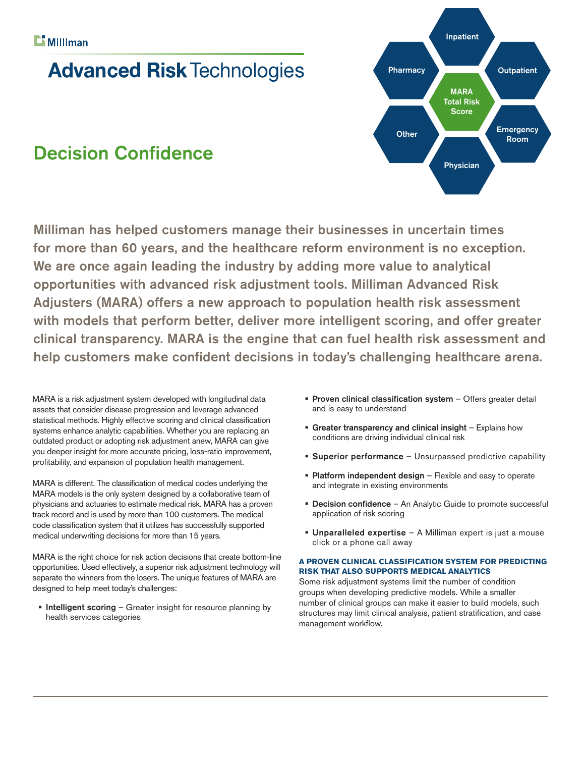Milliman

# Advanced Risk Technologies

## Decision Confidence

Inpatient

Pharmacy

Outpatient

MARA Total Risk Score

Other

Emergency Room

Physician

**Milliman has helped customers manage their businesses in uncertain times for more than 60 years, and the healthcare reform environment is no exception. We are once again leading the industry by adding more value to analytical opportunities with advanced risk adjustment tools. Milliman Advanced Risk Adjusters (MARA) offers a new approach to population health risk assessment with models that perform better, deliver more intelligent scoring, and offer greater clinical transparency. MARA is the engine that can fuel health risk assessment and help customers make confident decisions in today's challenging healthcare arena.**

MARA is a risk adjustment system developed with longitudinal data assets that consider disease progression and leverage advanced statistical methods. Highly effective scoring and clinical classification systems enhance analytic capabilities. Whether you are replacing an outdated product or adopting risk adjustment anew, MARA can give you deeper insight for more accurate pricing, loss-ratio improvement, profitability, and expansion of population health management.

MARA is different. The classification of medical codes underlying the MARA models is the only system designed by a collaborative team of physicians and actuaries to estimate medical risk. MARA has a proven track record and is used by more than 100 customers. The medical code classification system that it utilizes has successfully supported medical underwriting decisions for more than 15 years.

MARA is the right choice for risk action decisions that create bottom-line opportunities. Used effectively, a superior risk adjustment technology will separate the winners from the losers. The unique features of MARA are designed to help meet today's challenges:

- **Intelligent scoring** – Greater insight for resource planning by health services categories
- **Proven clinical classification system** – Offers greater detail and is easy to understand
- **Greater transparency and clinical insight** – Explains how conditions are driving individual clinical risk
- **Superior performance** – Unsurpassed predictive capability
- **Platform independent design** – Flexible and easy to operate and integrate in existing environments
- **Decision confidence** – An Analytic Guide to promote successful application of risk scoring
- **Unparalleled expertise** – A Milliman expert is just a mouse click or a phone call away

### A PROVEN CLINICAL CLASSIFICATION SYSTEM FOR PREDICTING RISK THAT ALSO SUPPORTS MEDICAL ANALYTICS

Some risk adjustment systems limit the number of condition groups when developing predictive models. While a smaller number of clinical groups can make it easier to build models, such structures may limit clinical analysis, patient stratification, and case management workflow.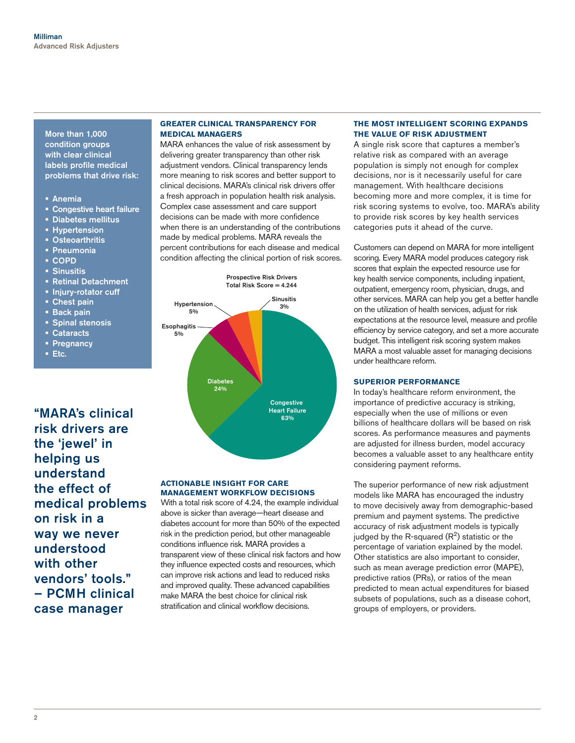More than 1,000 condition groups with clear clinical labels profile medical problems that drive risk:

- Anemia
- Congestive heart failure
- Diabetes mellitus
- Hypertension
- Osteoarthritis
- Pneumonia
- COPD
- Sinusitis
- Retinal Detachment
- Injury-rotator cuff
- Chest pain
- Back pain
- Spinal stenosis
- Cataracts
- Pregnancy
- Etc.

**"MARA's clinical risk drivers are the 'jewel' in helping us understand the effect of medical problems on risk in a way we never understood with other vendors' tools." – PCMH clinical case manager**

### GREATER CLINICAL TRANSPARENCY FOR MEDICAL MANAGERS

MARA enhances the value of risk assessment by delivering greater transparency than other risk adjustment vendors. Clinical transparency lends more meaning to risk scores and better support to clinical decisions. MARA's clinical risk drivers offer a fresh approach in population health risk analysis. Complex case assessment and care support decisions can be made with more confidence when there is an understanding of the contributions made by medical problems. MARA reveals the percent contributions for each disease and medical condition affecting the clinical portion of risk scores.

Prospective Risk Drivers
Total Risk Score = 4.244

| Condition | Contribution |
|---|---|
| Congestive Heart Failure | 63% |
| Diabetes | 24% |
| Esophagitis | 5% |
| Hypertension | 5% |
| Sinusitis | 3% |

### ACTIONABLE INSIGHT FOR CARE MANAGEMENT WORKFLOW DECISIONS

With a total risk score of 4.24, the example individual above is sicker than average—heart disease and diabetes account for more than 50% of the expected risk in the prediction period, but other manageable conditions influence risk. MARA provides a transparent view of these clinical risk factors and how they influence expected costs and resources, which can improve risk actions and lead to reduced risks and improved quality. These advanced capabilities make MARA the best choice for clinical risk stratification and clinical workflow decisions.

### THE MOST INTELLIGENT SCORING EXPANDS THE VALUE OF RISK ADJUSTMENT

A single risk score that captures a member's relative risk as compared with an average population is simply not enough for complex decisions, nor is it necessarily useful for care management. With healthcare decisions becoming more and more complex, it is time for risk scoring systems to evolve, too. MARA's ability to provide risk scores by key health services categories puts it ahead of the curve.

Customers can depend on MARA for more intelligent scoring. Every MARA model produces category risk scores that explain the expected resource use for key health service components, including inpatient, outpatient, emergency room, physician, drugs, and other services. MARA can help you get a better handle on the utilization of health services, adjust for risk expectations at the resource level, measure and profile efficiency by service category, and set a more accurate budget. This intelligent risk scoring system makes MARA a most valuable asset for managing decisions under healthcare reform.

### SUPERIOR PERFORMANCE

In today's healthcare reform environment, the importance of predictive accuracy is striking, especially when the use of millions or even billions of healthcare dollars will be based on risk scores. As performance measures and payments are adjusted for illness burden, model accuracy becomes a valuable asset to any healthcare entity considering payment reforms.

The superior performance of new risk adjustment models like MARA has encouraged the industry to move decisively away from demographic-based premium and payment systems. The predictive accuracy of risk adjustment models is typically judged by the R-squared ($R^2$) statistic or the percentage of variation explained by the model. Other statistics are also important to consider, such as mean average prediction error (MAPE), predictive ratios (PRs), or ratios of the mean predicted to mean actual expenditures for biased subsets of populations, such as a disease cohort, groups of employers, or providers.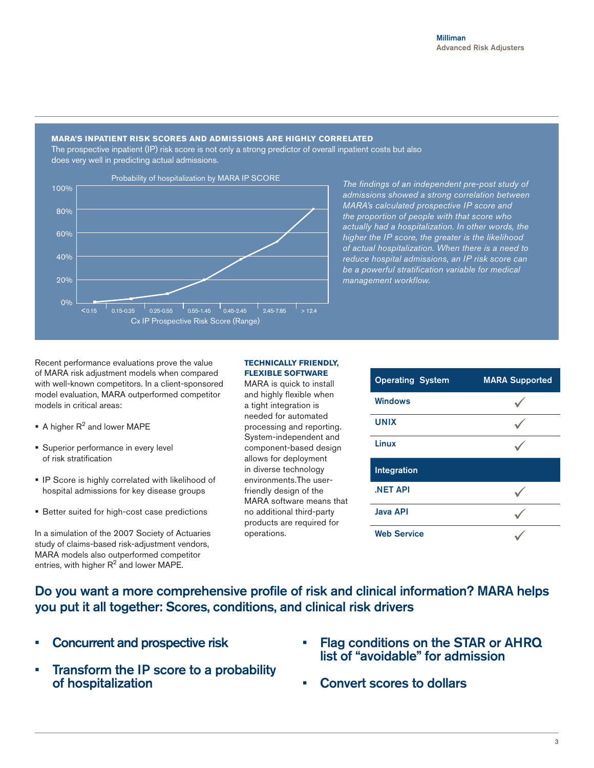## MARA'S INPATIENT RISK SCORES AND ADMISSIONS ARE HIGHLY CORRELATED

The prospective inpatient (IP) risk score is not only a strong predictor of overall inpatient costs but also does very well in predicting actual admissions.

Probability of hospitalization by MARA IP SCORE

| Cx IP Prospective Risk Score (Range) | <0.15 | 0.15-0.25 | 0.25-0.55 | 0.55-1.45 | 0.45-2.45 | 2.45-7.85 | > 12.4 |
|---|---|---|---|---|---|---|---|

*The findings of an independent pre-post study of admissions showed a strong correlation between MARA's calculated prospective IP score and the proportion of people with that score who actually had a hospitalization. In other words, the higher the IP score, the greater is the likelihood of actual hospitalization. When there is a need to reduce hospital admissions, an IP risk score can be a powerful stratification variable for medical management workflow.*

Recent performance evaluations prove the value of MARA risk adjustment models when compared with well-known competitors. In a client-sponsored model evaluation, MARA outperformed competitor models in critical areas:

- A higher $R^2$ and lower MAPE
- Superior performance in every level of risk stratification
- IP Score is highly correlated with likelihood of hospital admissions for key disease groups
- Better suited for high-cost case predictions

In a simulation of the 2007 Society of Actuaries study of claims-based risk-adjustment vendors, MARA models also outperformed competitor entries, with higher $R^2$ and lower MAPE.

**TECHNICALLY FRIENDLY, FLEXIBLE SOFTWARE**

MARA is quick to install and highly flexible when a tight integration is needed for automated processing and reporting. System-independent and component-based design allows for deployment in diverse technology environments.The user-friendly design of the MARA software means that no additional third-party products are required for operations.

| Operating System | MARA Supported |
|---|---|
| Windows | ✓ |
| UNIX | ✓ |
| Linux | ✓ |
| **Integration** | |
| .NET API | ✓ |
| Java API | ✓ |
| Web Service | ✓ |

## Do you want a more comprehensive profile of risk and clinical information? MARA helps you put it all together: Scores, conditions, and clinical risk drivers

- **Concurrent and prospective risk**
- **Transform the IP score to a probability of hospitalization**
- **Flag conditions on the STAR or AHRQ list of "avoidable" for admission**
- **Convert scores to dollars**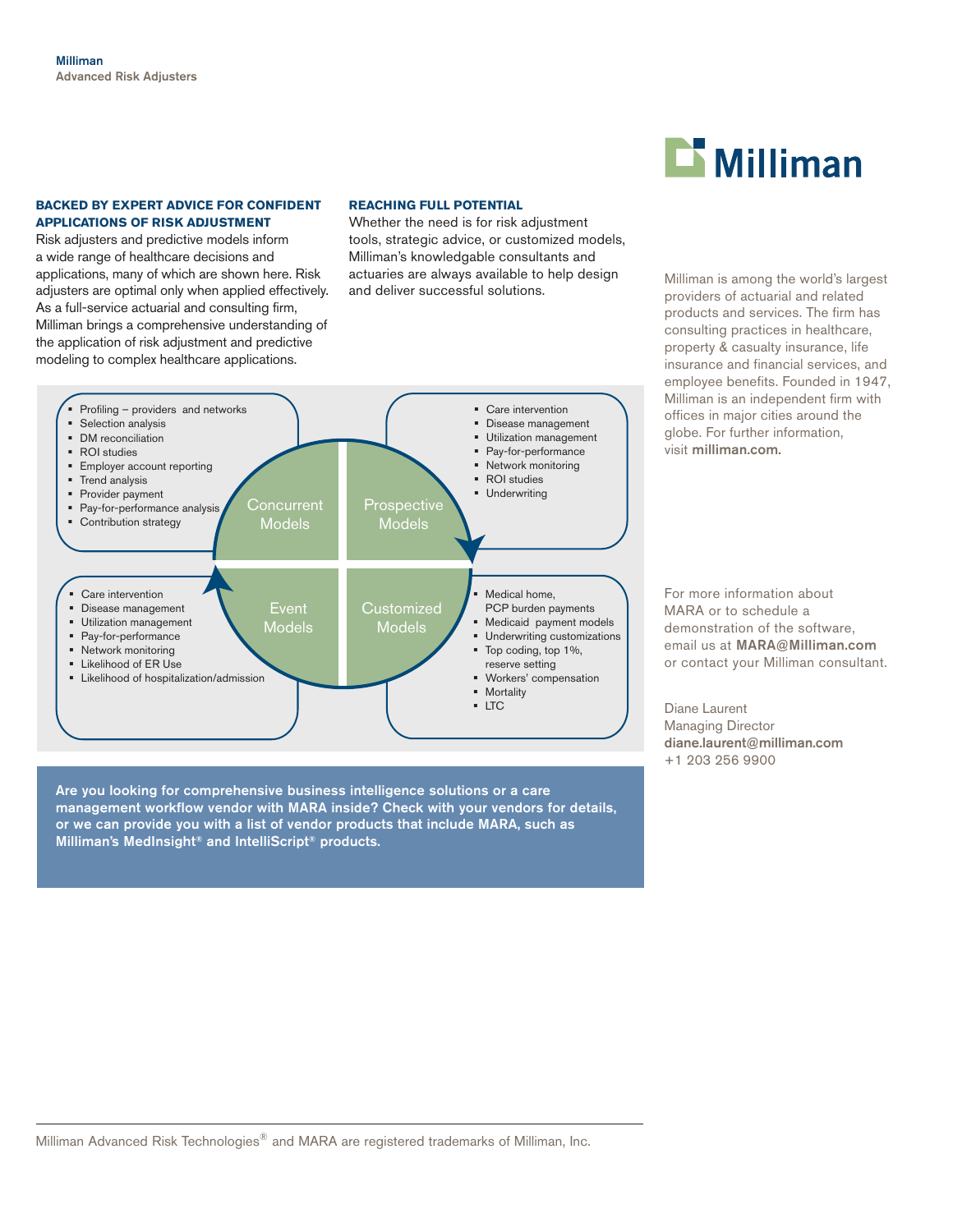## BACKED BY EXPERT ADVICE FOR CONFIDENT APPLICATIONS OF RISK ADJUSTMENT

Risk adjusters and predictive models inform a wide range of healthcare decisions and applications, many of which are shown here. Risk adjusters are optimal only when applied effectively. As a full-service actuarial and consulting firm, Milliman brings a comprehensive understanding of the application of risk adjustment and predictive modeling to complex healthcare applications.

## REACHING FULL POTENTIAL

Whether the need is for risk adjustment tools, strategic advice, or customized models, Milliman's knowledgable consultants and actuaries are always available to help design and deliver successful solutions.

Concurrent Models

- Profiling – providers and networks
- Selection analysis
- DM reconciliation
- ROI studies
- Employer account reporting
- Trend analysis
- Provider payment
- Pay-for-performance analysis
- Contribution strategy

Prospective Models

- Care intervention
- Disease management
- Utilization management
- Pay-for-performance
- Network monitoring
- ROI studies
- Underwriting

Event Models

- Care intervention
- Disease management
- Utilization management
- Pay-for-performance
- Network monitoring
- Likelihood of ER Use
- Likelihood of hospitalization/admission

Customized Models

- Medical home, PCP burden payments
- Medicaid payment models
- Underwriting customizations
- Top coding, top 1%, reserve setting
- Workers' compensation
- Mortality
- LTC

**Are you looking for comprehensive business intelligence solutions or a care management workflow vendor with MARA inside? Check with your vendors for details, or we can provide you with a list of vendor products that include MARA, such as Milliman's MedInsight® and IntelliScript® products.**

Milliman

Milliman is among the world's largest providers of actuarial and related products and services. The firm has consulting practices in healthcare, property & casualty insurance, life insurance and financial services, and employee benefits. Founded in 1947, Milliman is an independent firm with offices in major cities around the globe. For further information, visit **milliman.com.**

For more information about MARA or to schedule a demonstration of the software, email us at **MARA@Milliman.com** or contact your Milliman consultant.

Diane Laurent
Managing Director
**diane.laurent@milliman.com**
+1 203 256 9900

Milliman Advanced Risk Technologies® and MARA are registered trademarks of Milliman, Inc.